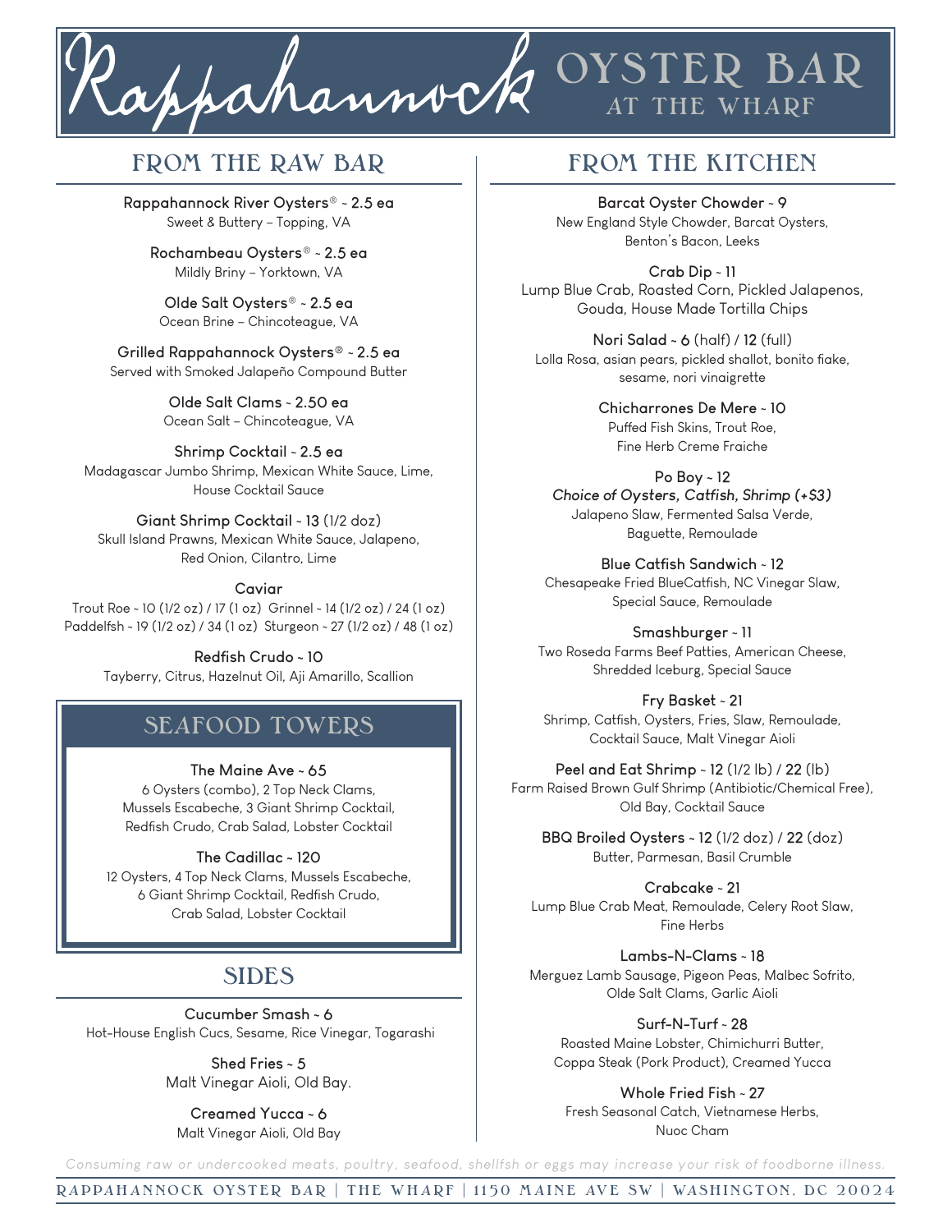# Rappahannock OYSTER BAR AT THE WHARF

## FROM THE RAW BAR

**Rappahannock River Oysters® ~ 2.5 ea**
Sweet & Buttery – Topping, VA

**Rochambeau Oysters® ~ 2.5 ea**
Mildly Briny – Yorktown, VA

**Olde Salt Oysters® ~ 2.5 ea**
Ocean Brine – Chincoteague, VA

**Grilled Rappahannock Oysters® ~ 2.5 ea**
Served with Smoked Jalapeño Compound Butter

**Olde Salt Clams ~ 2.50 ea**
Ocean Salt – Chincoteague, VA

**Shrimp Cocktail ~ 2.5 ea**
Madagascar Jumbo Shrimp, Mexican White Sauce, Lime, House Cocktail Sauce

**Giant Shrimp Cocktail ~ 13** (1/2 doz)
Skull Island Prawns, Mexican White Sauce, Jalapeno, Red Onion, Cilantro, Lime

**Caviar**
Trout Roe ~ 10 (1/2 oz) / 17 (1 oz) Grinnel ~ 14 (1/2 oz) / 24 (1 oz)
Paddelfsh ~ 19 (1/2 oz) / 34 (1 oz) Sturgeon ~ 27 (1/2 oz) / 48 (1 oz)

**Redfish Crudo ~ 10**
Tayberry, Citrus, Hazelnut Oil, Aji Amarillo, Scallion

## SEAFOOD TOWERS

**The Maine Ave ~ 65**
6 Oysters (combo), 2 Top Neck Clams, Mussels Escabeche, 3 Giant Shrimp Cocktail, Redfish Crudo, Crab Salad, Lobster Cocktail

**The Cadillac ~ 120**
12 Oysters, 4 Top Neck Clams, Mussels Escabeche, 6 Giant Shrimp Cocktail, Redfish Crudo, Crab Salad, Lobster Cocktail

## SIDES

**Cucumber Smash ~ 6**
Hot-House English Cucs, Sesame, Rice Vinegar, Togarashi

**Shed Fries ~ 5**
Malt Vinegar Aioli, Old Bay.

**Creamed Yucca ~ 6**
Malt Vinegar Aioli, Old Bay

## FROM THE KITCHEN

**Barcat Oyster Chowder ~ 9**
New England Style Chowder, Barcat Oysters, Benton's Bacon, Leeks

**Crab Dip ~ 11**
Lump Blue Crab, Roasted Corn, Pickled Jalapenos, Gouda, House Made Tortilla Chips

**Nori Salad ~ 6** (half) / **12** (full)
Lolla Rosa, asian pears, pickled shallot, bonito fiake, sesame, nori vinaigrette

**Chicharrones De Mere ~ 10**
Puffed Fish Skins, Trout Roe, Fine Herb Creme Fraiche

**Po Boy ~ 12**
*Choice of Oysters, Catfish, Shrimp (+$3)*
Jalapeno Slaw, Fermented Salsa Verde, Baguette, Remoulade

**Blue Catfish Sandwich ~ 12**
Chesapeake Fried BlueCatfish, NC Vinegar Slaw, Special Sauce, Remoulade

**Smashburger ~ 11**
Two Roseda Farms Beef Patties, American Cheese, Shredded Iceburg, Special Sauce

**Fry Basket ~ 21**
Shrimp, Catfish, Oysters, Fries, Slaw, Remoulade, Cocktail Sauce, Malt Vinegar Aioli

**Peel and Eat Shrimp ~ 12** (1/2 lb) / **22** (lb)
Farm Raised Brown Gulf Shrimp (Antibiotic/Chemical Free), Old Bay, Cocktail Sauce

**BBQ Broiled Oysters ~ 12** (1/2 doz) / **22** (doz)
Butter, Parmesan, Basil Crumble

**Crabcake ~ 21**
Lump Blue Crab Meat, Remoulade, Celery Root Slaw, Fine Herbs

**Lambs-N-Clams ~ 18**
Merguez Lamb Sausage, Pigeon Peas, Malbec Sofrito, Olde Salt Clams, Garlic Aioli

**Surf-N-Turf ~ 28**
Roasted Maine Lobster, Chimichurri Butter, Coppa Steak (Pork Product), Creamed Yucca

**Whole Fried Fish ~ 27**
Fresh Seasonal Catch, Vietnamese Herbs, Nuoc Cham

*Consuming raw or undercooked meats, poultry, seafood, shellfish or eggs may increase your risk of foodborne illness.*

RAPPAHANNOCK OYSTER BAR | THE WHARF | 1150 MAINE AVE SW | WASHINGTON, DC 20024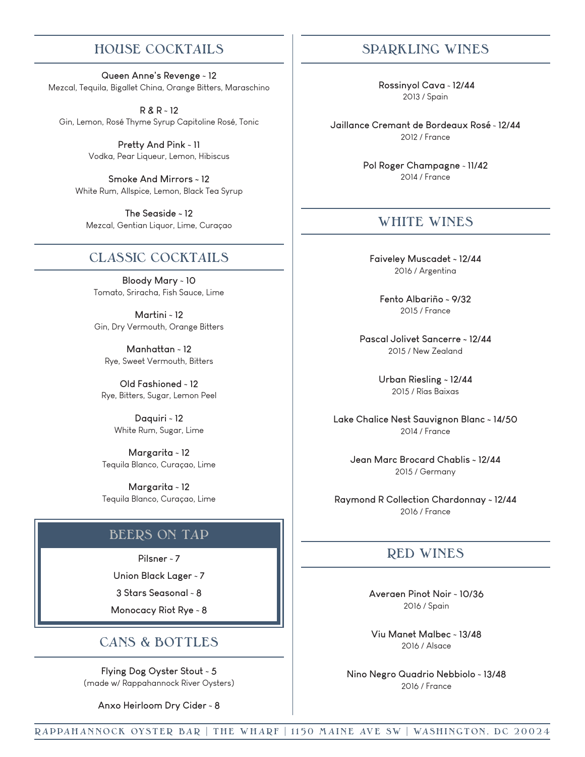## HOUSE COCKTAILS

**Queen Anne's Revenge ~ 12**
Mezcal, Tequila, Bigallet China, Orange Bitters, Maraschino

**R & R ~ 12**
Gin, Lemon, Rosé Thyme Syrup Capitoline Rosé, Tonic

**Pretty And Pink ~ 11**
Vodka, Pear Liqueur, Lemon, Hibiscus

**Smoke And Mirrors ~ 12**
White Rum, Allspice, Lemon, Black Tea Syrup

**The Seaside ~ 12**
Mezcal, Gentian Liquor, Lime, Curaçao

## CLASSIC COCKTAILS

**Bloody Mary ~ 10**
Tomato, Sriracha, Fish Sauce, Lime

**Martini ~ 12**
Gin, Dry Vermouth, Orange Bitters

**Manhattan ~ 12**
Rye, Sweet Vermouth, Bitters

**Old Fashioned ~ 12**
Rye, Bitters, Sugar, Lemon Peel

**Daquiri ~ 12**
White Rum, Sugar, Lime

**Margarita ~ 12**
Tequila Blanco, Curaçao, Lime

**Margarita ~ 12**
Tequila Blanco, Curaçao, Lime

## BEERS ON TAP

Pilsner ~ 7

Union Black Lager ~ 7

3 Stars Seasonal ~ 8

Monocacy Riot Rye ~ 8

## CANS & BOTTLES

**Flying Dog Oyster Stout ~ 5**
(made w/ Rappahannock River Oysters)

**Anxo Heirloom Dry Cider ~ 8**

## SPARKLING WINES

**Rossinyol Cava ~ 12/44**
2013 / Spain

**Jaillance Cremant de Bordeaux Rosé ~ 12/44**
2012 / France

**Pol Roger Champagne ~ 11/42**
2014 / France

## WHITE WINES

**Faiveley Muscadet ~ 12/44**
2016 / Argentina

**Fento Albariño ~ 9/32**
2015 / France

**Pascal Jolivet Sancerre ~ 12/44**
2015 / New Zealand

**Urban Riesling ~ 12/44**
2015 / Rías Baixas

**Lake Chalice Nest Sauvignon Blanc ~ 14/50**
2014 / France

**Jean Marc Brocard Chablis ~ 12/44**
2015 / Germany

**Raymond R Collection Chardonnay ~ 12/44**
2016 / France

## RED WINES

**Averaen Pinot Noir ~ 10/36**
2016 / Spain

**Viu Manet Malbec ~ 13/48**
2016 / Alsace

**Nino Negro Quadrio Nebbiolo ~ 13/48**
2016 / France

RAPPAHANNOCK OYSTER BAR | THE WHARF | 1150 MAINE AVE SW | WASHINGTON, DC 20024